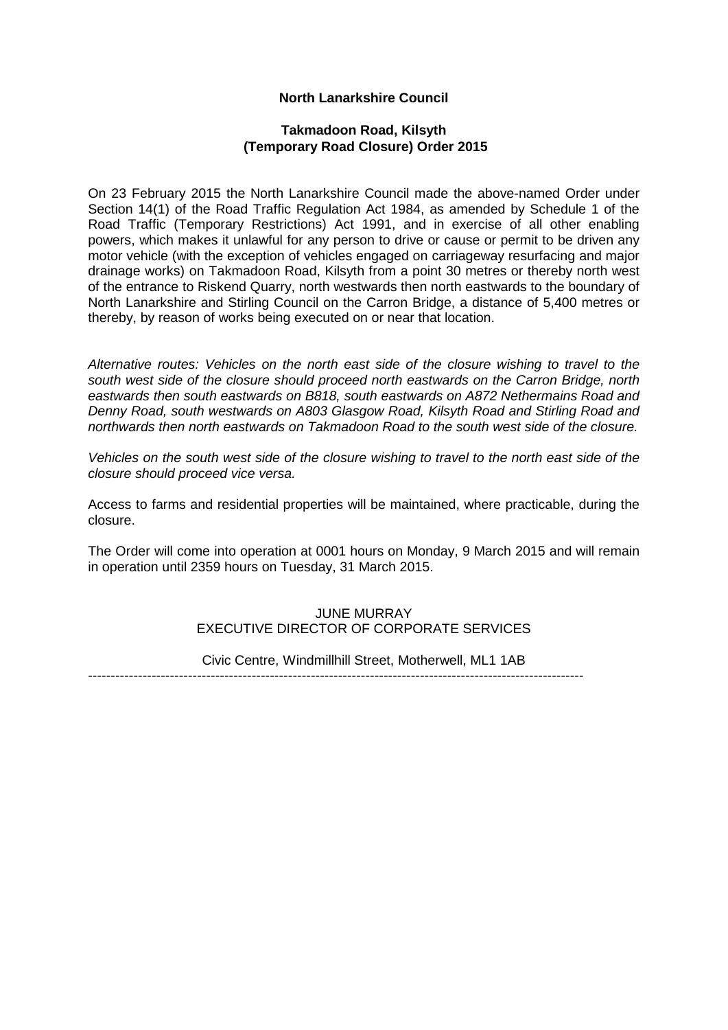**North Lanarkshire Council**

**Takmadoon Road, Kilsyth**
**(Temporary Road Closure) Order 2015**

On 23 February 2015 the North Lanarkshire Council made the above-named Order under Section 14(1) of the Road Traffic Regulation Act 1984, as amended by Schedule 1 of the Road Traffic (Temporary Restrictions) Act 1991, and in exercise of all other enabling powers, which makes it unlawful for any person to drive or cause or permit to be driven any motor vehicle (with the exception of vehicles engaged on carriageway resurfacing and major drainage works) on Takmadoon Road, Kilsyth from a point 30 metres or thereby north west of the entrance to Riskend Quarry, north westwards then north eastwards to the boundary of North Lanarkshire and Stirling Council on the Carron Bridge, a distance of 5,400 metres or thereby, by reason of works being executed on or near that location.

*Alternative routes: Vehicles on the north east side of the closure wishing to travel to the south west side of the closure should proceed north eastwards on the Carron Bridge, north eastwards then south eastwards on B818, south eastwards on A872 Nethermains Road and Denny Road, south westwards on A803 Glasgow Road, Kilsyth Road and Stirling Road and northwards then north eastwards on Takmadoon Road to the south west side of the closure.*

*Vehicles on the south west side of the closure wishing to travel to the north east side of the closure should proceed vice versa.*

Access to farms and residential properties will be maintained, where practicable, during the closure.

The Order will come into operation at 0001 hours on Monday, 9 March 2015 and will remain in operation until 2359 hours on Tuesday, 31 March 2015.

JUNE MURRAY
EXECUTIVE DIRECTOR OF CORPORATE SERVICES

Civic Centre, Windmillhill Street, Motherwell, ML1 1AB

---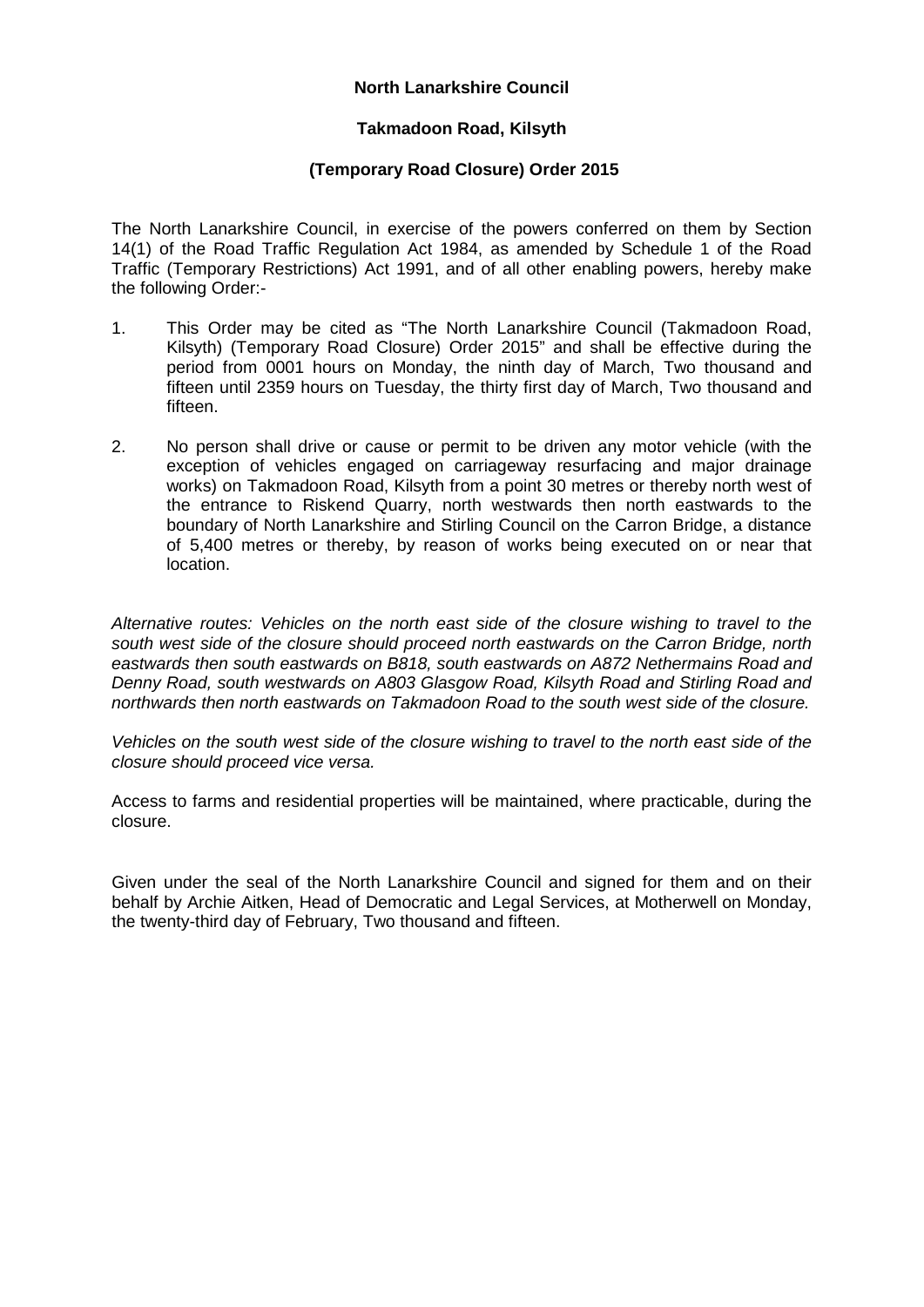**North Lanarkshire Council**

**Takmadoon Road, Kilsyth**

**(Temporary Road Closure) Order 2015**

The North Lanarkshire Council, in exercise of the powers conferred on them by Section 14(1) of the Road Traffic Regulation Act 1984, as amended by Schedule 1 of the Road Traffic (Temporary Restrictions) Act 1991, and of all other enabling powers, hereby make the following Order:-

1. This Order may be cited as "The North Lanarkshire Council (Takmadoon Road, Kilsyth) (Temporary Road Closure) Order 2015" and shall be effective during the period from 0001 hours on Monday, the ninth day of March, Two thousand and fifteen until 2359 hours on Tuesday, the thirty first day of March, Two thousand and fifteen.

2. No person shall drive or cause or permit to be driven any motor vehicle (with the exception of vehicles engaged on carriageway resurfacing and major drainage works) on Takmadoon Road, Kilsyth from a point 30 metres or thereby north west of the entrance to Riskend Quarry, north westwards then north eastwards to the boundary of North Lanarkshire and Stirling Council on the Carron Bridge, a distance of 5,400 metres or thereby, by reason of works being executed on or near that location.

*Alternative routes: Vehicles on the north east side of the closure wishing to travel to the south west side of the closure should proceed north eastwards on the Carron Bridge, north eastwards then south eastwards on B818, south eastwards on A872 Nethermains Road and Denny Road, south westwards on A803 Glasgow Road, Kilsyth Road and Stirling Road and northwards then north eastwards on Takmadoon Road to the south west side of the closure.*

*Vehicles on the south west side of the closure wishing to travel to the north east side of the closure should proceed vice versa.*

Access to farms and residential properties will be maintained, where practicable, during the closure.

Given under the seal of the North Lanarkshire Council and signed for them and on their behalf by Archie Aitken, Head of Democratic and Legal Services, at Motherwell on Monday, the twenty-third day of February, Two thousand and fifteen.